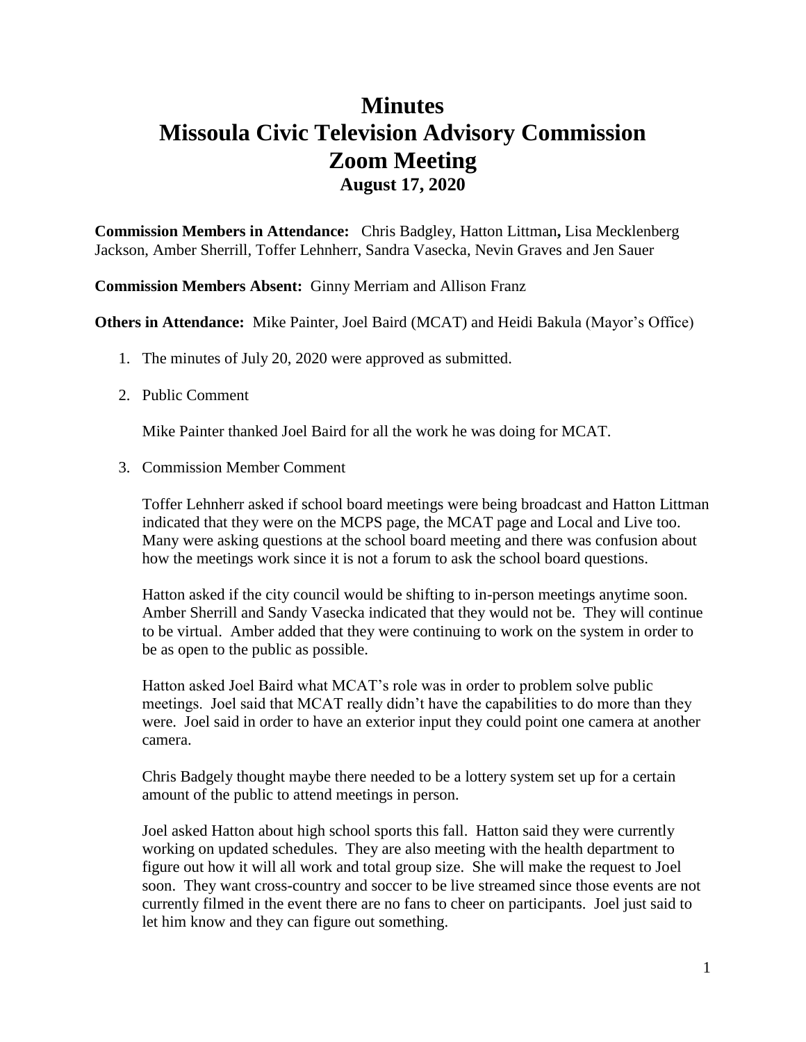# Minutes
# Missoula Civic Television Advisory Commission
# Zoom Meeting
## August 17, 2020

**Commission Members in Attendance:** Chris Badgley, Hatton Littman**,** Lisa Mecklenberg Jackson, Amber Sherrill, Toffer Lehnherr, Sandra Vasecka, Nevin Graves and Jen Sauer

**Commission Members Absent:** Ginny Merriam and Allison Franz

**Others in Attendance:** Mike Painter, Joel Baird (MCAT) and Heidi Bakula (Mayor's Office)

1. The minutes of July 20, 2020 were approved as submitted.

2. Public Comment

   Mike Painter thanked Joel Baird for all the work he was doing for MCAT.

3. Commission Member Comment

   Toffer Lehnherr asked if school board meetings were being broadcast and Hatton Littman indicated that they were on the MCPS page, the MCAT page and Local and Live too. Many were asking questions at the school board meeting and there was confusion about how the meetings work since it is not a forum to ask the school board questions.

   Hatton asked if the city council would be shifting to in-person meetings anytime soon. Amber Sherrill and Sandy Vasecka indicated that they would not be. They will continue to be virtual. Amber added that they were continuing to work on the system in order to be as open to the public as possible.

   Hatton asked Joel Baird what MCAT's role was in order to problem solve public meetings. Joel said that MCAT really didn't have the capabilities to do more than they were. Joel said in order to have an exterior input they could point one camera at another camera.

   Chris Badgely thought maybe there needed to be a lottery system set up for a certain amount of the public to attend meetings in person.

   Joel asked Hatton about high school sports this fall. Hatton said they were currently working on updated schedules. They are also meeting with the health department to figure out how it will all work and total group size. She will make the request to Joel soon. They want cross-country and soccer to be live streamed since those events are not currently filmed in the event there are no fans to cheer on participants. Joel just said to let him know and they can figure out something.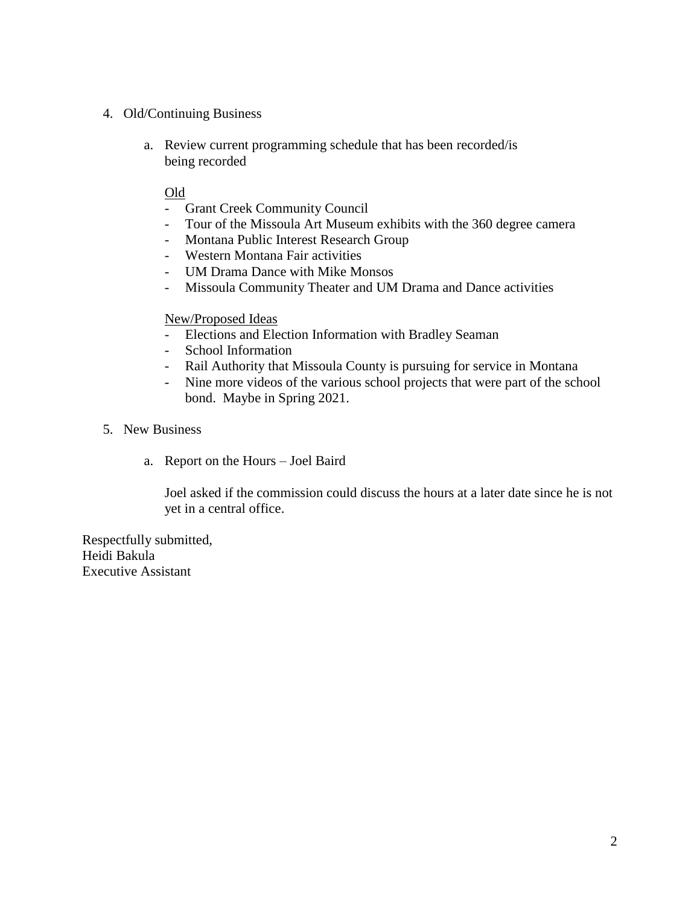4. Old/Continuing Business

   a. Review current programming schedule that has been recorded/is being recorded

      Old
      - Grant Creek Community Council
      - Tour of the Missoula Art Museum exhibits with the 360 degree camera
      - Montana Public Interest Research Group
      - Western Montana Fair activities
      - UM Drama Dance with Mike Monsos
      - Missoula Community Theater and UM Drama and Dance activities

      New/Proposed Ideas
      - Elections and Election Information with Bradley Seaman
      - School Information
      - Rail Authority that Missoula County is pursuing for service in Montana
      - Nine more videos of the various school projects that were part of the school bond. Maybe in Spring 2021.

5. New Business

   a. Report on the Hours – Joel Baird

      Joel asked if the commission could discuss the hours at a later date since he is not yet in a central office.

Respectfully submitted,
Heidi Bakula
Executive Assistant